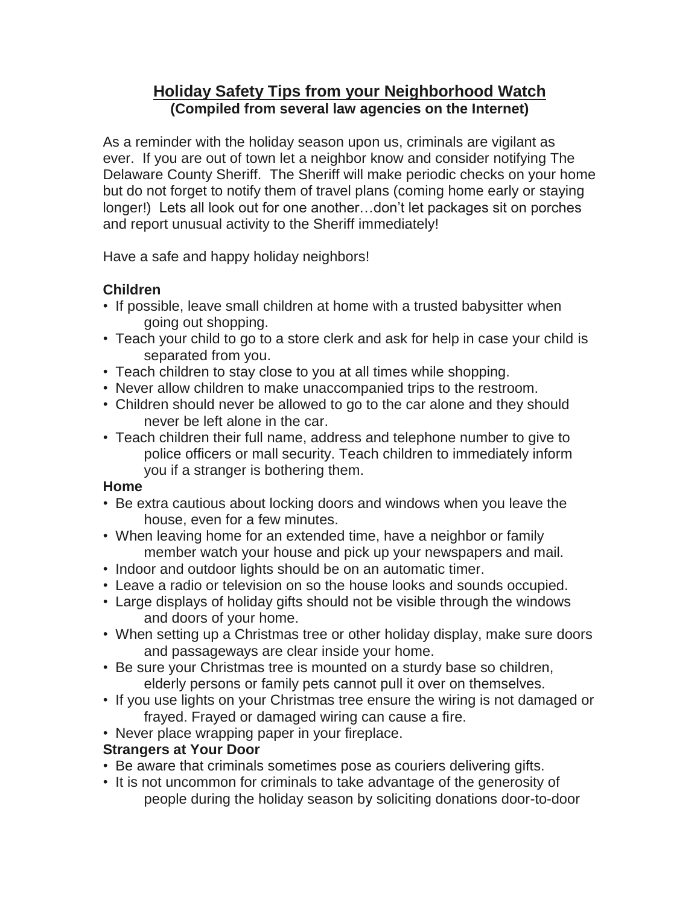# Holiday Safety Tips from your Neighborhood Watch

**(Compiled from several law agencies on the Internet)**

As a reminder with the holiday season upon us, criminals are vigilant as ever. If you are out of town let a neighbor know and consider notifying The Delaware County Sheriff. The Sheriff will make periodic checks on your home but do not forget to notify them of travel plans (coming home early or staying longer!) Lets all look out for one another…don't let packages sit on porches and report unusual activity to the Sheriff immediately!

Have a safe and happy holiday neighbors!

### Children

- If possible, leave small children at home with a trusted babysitter when going out shopping.
- Teach your child to go to a store clerk and ask for help in case your child is separated from you.
- Teach children to stay close to you at all times while shopping.
- Never allow children to make unaccompanied trips to the restroom.
- Children should never be allowed to go to the car alone and they should never be left alone in the car.
- Teach children their full name, address and telephone number to give to police officers or mall security. Teach children to immediately inform you if a stranger is bothering them.

### Home

- Be extra cautious about locking doors and windows when you leave the house, even for a few minutes.
- When leaving home for an extended time, have a neighbor or family member watch your house and pick up your newspapers and mail.
- Indoor and outdoor lights should be on an automatic timer.
- Leave a radio or television on so the house looks and sounds occupied.
- Large displays of holiday gifts should not be visible through the windows and doors of your home.
- When setting up a Christmas tree or other holiday display, make sure doors and passageways are clear inside your home.
- Be sure your Christmas tree is mounted on a sturdy base so children, elderly persons or family pets cannot pull it over on themselves.
- If you use lights on your Christmas tree ensure the wiring is not damaged or frayed. Frayed or damaged wiring can cause a fire.
- Never place wrapping paper in your fireplace.

### Strangers at Your Door

- Be aware that criminals sometimes pose as couriers delivering gifts.
- It is not uncommon for criminals to take advantage of the generosity of people during the holiday season by soliciting donations door-to-door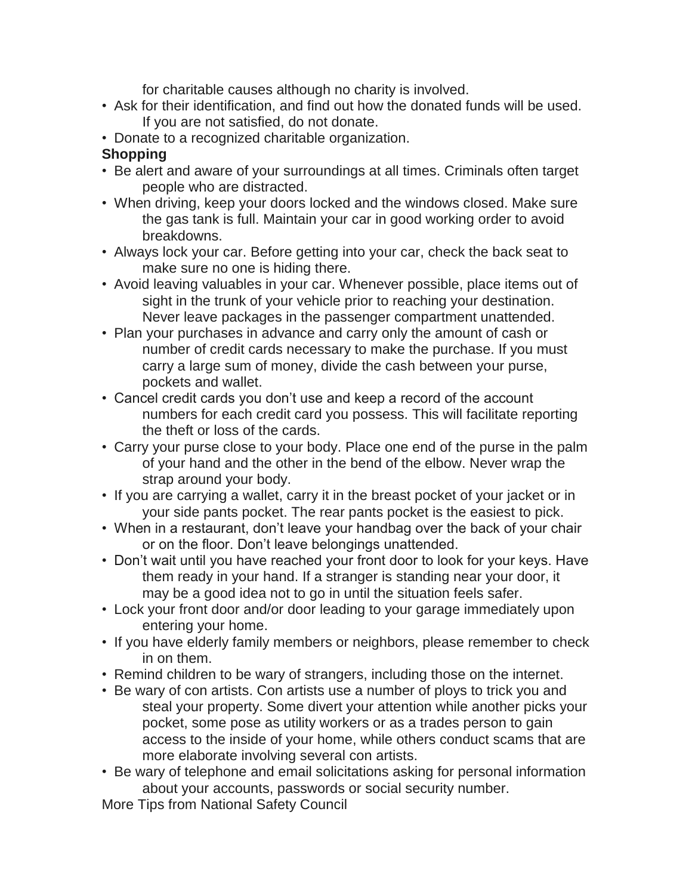for charitable causes although no charity is involved.

- Ask for their identification, and find out how the donated funds will be used. If you are not satisfied, do not donate.
- Donate to a recognized charitable organization.

**Shopping**

- Be alert and aware of your surroundings at all times. Criminals often target people who are distracted.
- When driving, keep your doors locked and the windows closed. Make sure the gas tank is full. Maintain your car in good working order to avoid breakdowns.
- Always lock your car. Before getting into your car, check the back seat to make sure no one is hiding there.
- Avoid leaving valuables in your car. Whenever possible, place items out of sight in the trunk of your vehicle prior to reaching your destination. Never leave packages in the passenger compartment unattended.
- Plan your purchases in advance and carry only the amount of cash or number of credit cards necessary to make the purchase. If you must carry a large sum of money, divide the cash between your purse, pockets and wallet.
- Cancel credit cards you don't use and keep a record of the account numbers for each credit card you possess. This will facilitate reporting the theft or loss of the cards.
- Carry your purse close to your body. Place one end of the purse in the palm of your hand and the other in the bend of the elbow. Never wrap the strap around your body.
- If you are carrying a wallet, carry it in the breast pocket of your jacket or in your side pants pocket. The rear pants pocket is the easiest to pick.
- When in a restaurant, don't leave your handbag over the back of your chair or on the floor. Don't leave belongings unattended.
- Don't wait until you have reached your front door to look for your keys. Have them ready in your hand. If a stranger is standing near your door, it may be a good idea not to go in until the situation feels safer.
- Lock your front door and/or door leading to your garage immediately upon entering your home.
- If you have elderly family members or neighbors, please remember to check in on them.
- Remind children to be wary of strangers, including those on the internet.
- Be wary of con artists. Con artists use a number of ploys to trick you and steal your property. Some divert your attention while another picks your pocket, some pose as utility workers or as a trades person to gain access to the inside of your home, while others conduct scams that are more elaborate involving several con artists.
- Be wary of telephone and email solicitations asking for personal information about your accounts, passwords or social security number.

More Tips from National Safety Council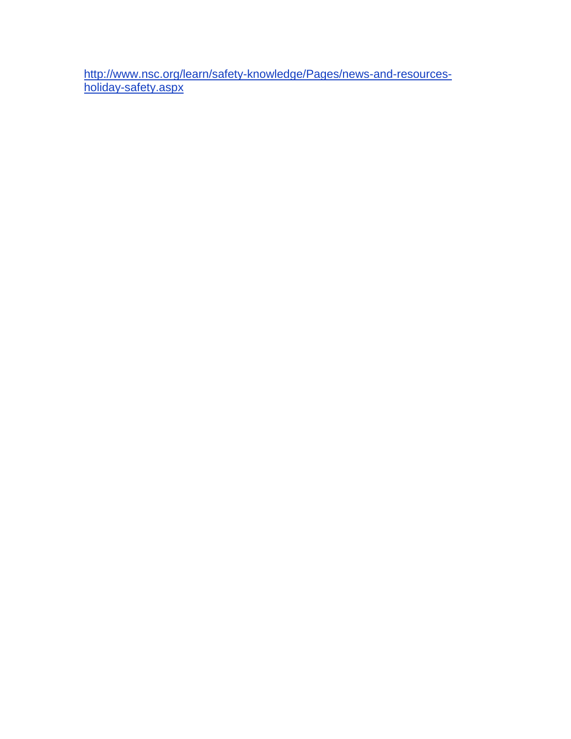[http://www.nsc.org/learn/safety-knowledge/Pages/news-and-resources-holiday-safety.aspx](http://www.nsc.org/learn/safety-knowledge/Pages/news-and-resources-holiday-safety.aspx)